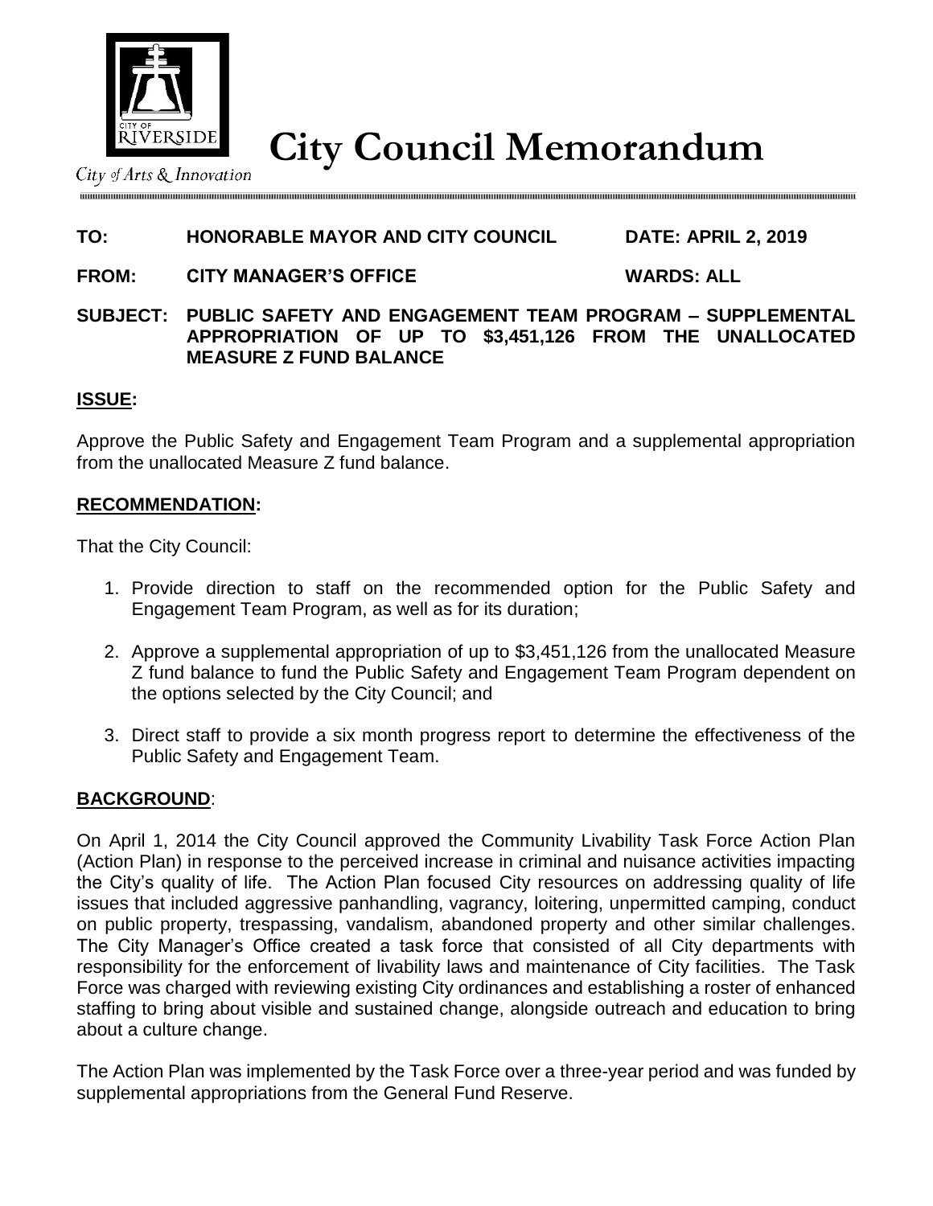# City Council Memorandum

City of Arts & Innovation

**TO: HONORABLE MAYOR AND CITY COUNCIL DATE: APRIL 2, 2019**

**FROM: CITY MANAGER'S OFFICE WARDS: ALL**

**SUBJECT: PUBLIC SAFETY AND ENGAGEMENT TEAM PROGRAM – SUPPLEMENTAL APPROPRIATION OF UP TO $3,451,126 FROM THE UNALLOCATED MEASURE Z FUND BALANCE**

## ISSUE:

Approve the Public Safety and Engagement Team Program and a supplemental appropriation from the unallocated Measure Z fund balance.

## RECOMMENDATION:

That the City Council:

1. Provide direction to staff on the recommended option for the Public Safety and Engagement Team Program, as well as for its duration;
2. Approve a supplemental appropriation of up to $3,451,126 from the unallocated Measure Z fund balance to fund the Public Safety and Engagement Team Program dependent on the options selected by the City Council; and
3. Direct staff to provide a six month progress report to determine the effectiveness of the Public Safety and Engagement Team.

## BACKGROUND:

On April 1, 2014 the City Council approved the Community Livability Task Force Action Plan (Action Plan) in response to the perceived increase in criminal and nuisance activities impacting the City's quality of life. The Action Plan focused City resources on addressing quality of life issues that included aggressive panhandling, vagrancy, loitering, unpermitted camping, conduct on public property, trespassing, vandalism, abandoned property and other similar challenges. The City Manager's Office created a task force that consisted of all City departments with responsibility for the enforcement of livability laws and maintenance of City facilities. The Task Force was charged with reviewing existing City ordinances and establishing a roster of enhanced staffing to bring about visible and sustained change, alongside outreach and education to bring about a culture change.

The Action Plan was implemented by the Task Force over a three-year period and was funded by supplemental appropriations from the General Fund Reserve.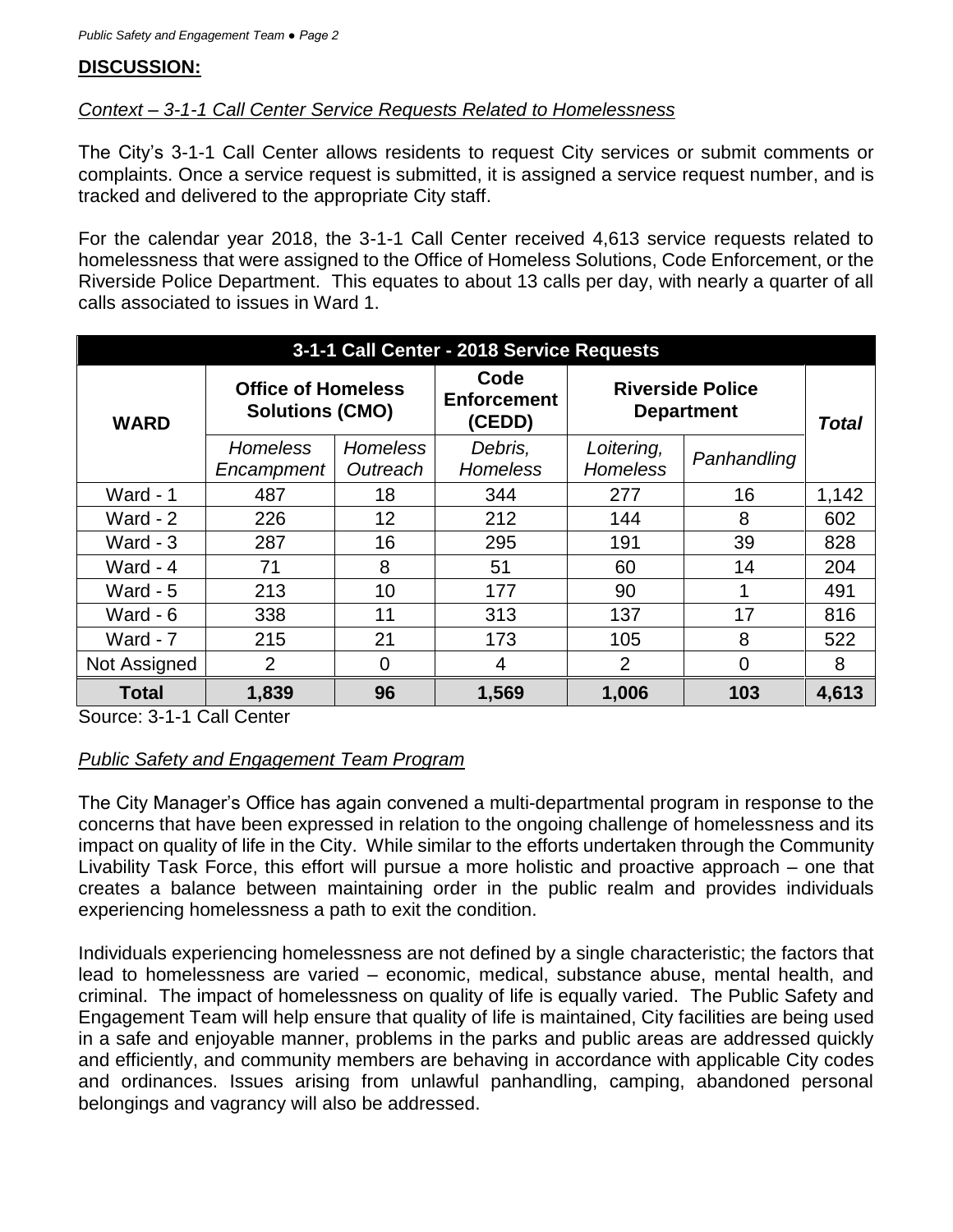## **DISCUSSION:**

*Context – 3-1-1 Call Center Service Requests Related to Homelessness*

The City's 3-1-1 Call Center allows residents to request City services or submit comments or complaints. Once a service request is submitted, it is assigned a service request number, and is tracked and delivered to the appropriate City staff.

For the calendar year 2018, the 3-1-1 Call Center received 4,613 service requests related to homelessness that were assigned to the Office of Homeless Solutions, Code Enforcement, or the Riverside Police Department. This equates to about 13 calls per day, with nearly a quarter of all calls associated to issues in Ward 1.

| **3-1-1 Call Center - 2018 Service Requests** | | | | | | |
|---|---|---|---|---|---|---|
| **WARD** | **Office of Homeless Solutions (CMO)** | | **Code Enforcement (CEDD)** | **Riverside Police Department** | | ***Total*** |
| | *Homeless Encampment* | *Homeless Outreach* | *Debris, Homeless* | *Loitering, Homeless* | *Panhandling* | |
| Ward - 1 | 487 | 18 | 344 | 277 | 16 | 1,142 |
| Ward - 2 | 226 | 12 | 212 | 144 | 8 | 602 |
| Ward - 3 | 287 | 16 | 295 | 191 | 39 | 828 |
| Ward - 4 | 71 | 8 | 51 | 60 | 14 | 204 |
| Ward - 5 | 213 | 10 | 177 | 90 | 1 | 491 |
| Ward - 6 | 338 | 11 | 313 | 137 | 17 | 816 |
| Ward - 7 | 215 | 21 | 173 | 105 | 8 | 522 |
| Not Assigned | 2 | 0 | 4 | 2 | 0 | 8 |
| **Total** | **1,839** | **96** | **1,569** | **1,006** | **103** | **4,613** |

Source: 3-1-1 Call Center

*Public Safety and Engagement Team Program*

The City Manager's Office has again convened a multi-departmental program in response to the concerns that have been expressed in relation to the ongoing challenge of homelessness and its impact on quality of life in the City. While similar to the efforts undertaken through the Community Livability Task Force, this effort will pursue a more holistic and proactive approach – one that creates a balance between maintaining order in the public realm and provides individuals experiencing homelessness a path to exit the condition.

Individuals experiencing homelessness are not defined by a single characteristic; the factors that lead to homelessness are varied – economic, medical, substance abuse, mental health, and criminal. The impact of homelessness on quality of life is equally varied. The Public Safety and Engagement Team will help ensure that quality of life is maintained, City facilities are being used in a safe and enjoyable manner, problems in the parks and public areas are addressed quickly and efficiently, and community members are behaving in accordance with applicable City codes and ordinances. Issues arising from unlawful panhandling, camping, abandoned personal belongings and vagrancy will also be addressed.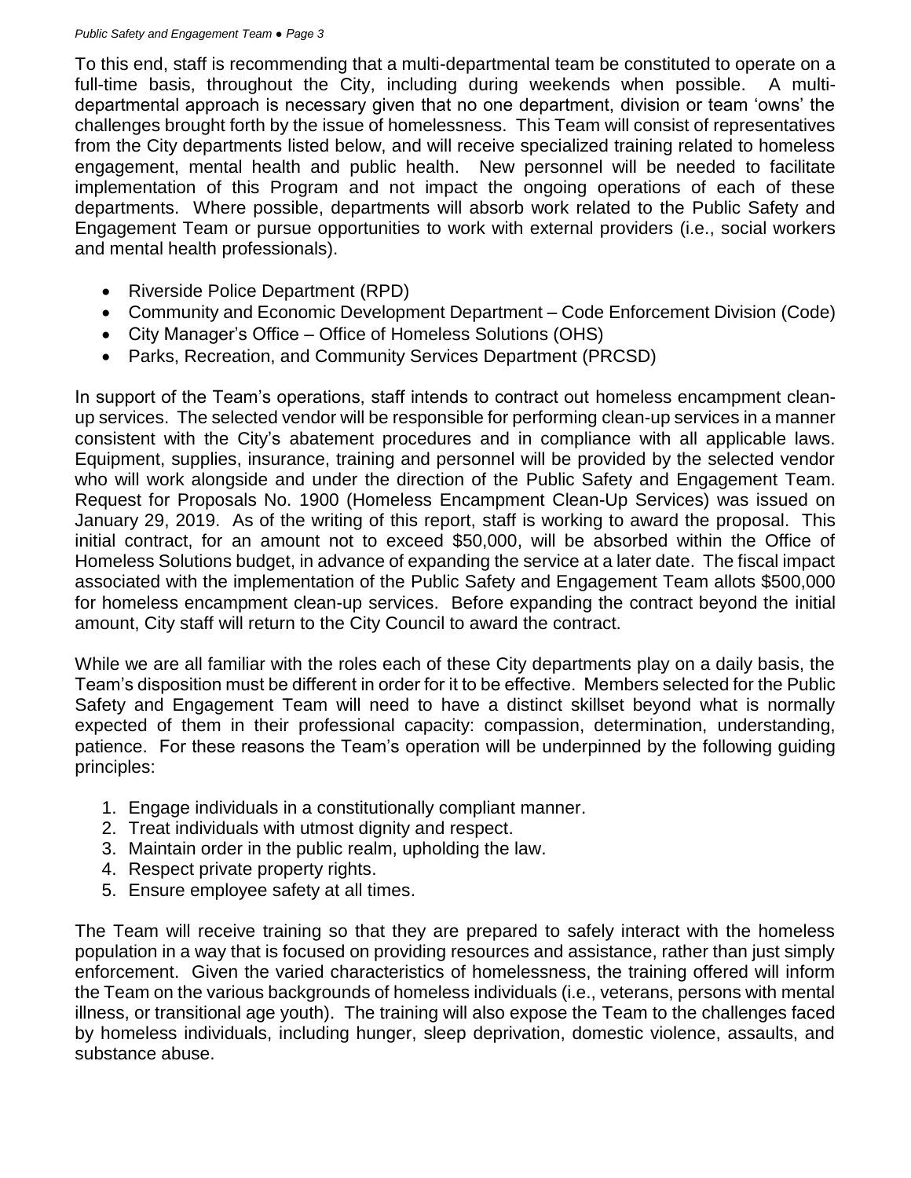To this end, staff is recommending that a multi-departmental team be constituted to operate on a full-time basis, throughout the City, including during weekends when possible. A multi-departmental approach is necessary given that no one department, division or team 'owns' the challenges brought forth by the issue of homelessness. This Team will consist of representatives from the City departments listed below, and will receive specialized training related to homeless engagement, mental health and public health. New personnel will be needed to facilitate implementation of this Program and not impact the ongoing operations of each of these departments. Where possible, departments will absorb work related to the Public Safety and Engagement Team or pursue opportunities to work with external providers (i.e., social workers and mental health professionals).

- Riverside Police Department (RPD)
- Community and Economic Development Department – Code Enforcement Division (Code)
- City Manager's Office – Office of Homeless Solutions (OHS)
- Parks, Recreation, and Community Services Department (PRCSD)

In support of the Team's operations, staff intends to contract out homeless encampment clean-up services. The selected vendor will be responsible for performing clean-up services in a manner consistent with the City's abatement procedures and in compliance with all applicable laws. Equipment, supplies, insurance, training and personnel will be provided by the selected vendor who will work alongside and under the direction of the Public Safety and Engagement Team. Request for Proposals No. 1900 (Homeless Encampment Clean-Up Services) was issued on January 29, 2019. As of the writing of this report, staff is working to award the proposal. This initial contract, for an amount not to exceed $50,000, will be absorbed within the Office of Homeless Solutions budget, in advance of expanding the service at a later date. The fiscal impact associated with the implementation of the Public Safety and Engagement Team allots $500,000 for homeless encampment clean-up services. Before expanding the contract beyond the initial amount, City staff will return to the City Council to award the contract.

While we are all familiar with the roles each of these City departments play on a daily basis, the Team's disposition must be different in order for it to be effective. Members selected for the Public Safety and Engagement Team will need to have a distinct skillset beyond what is normally expected of them in their professional capacity: compassion, determination, understanding, patience. For these reasons the Team's operation will be underpinned by the following guiding principles:

1. Engage individuals in a constitutionally compliant manner.
2. Treat individuals with utmost dignity and respect.
3. Maintain order in the public realm, upholding the law.
4. Respect private property rights.
5. Ensure employee safety at all times.

The Team will receive training so that they are prepared to safely interact with the homeless population in a way that is focused on providing resources and assistance, rather than just simply enforcement. Given the varied characteristics of homelessness, the training offered will inform the Team on the various backgrounds of homeless individuals (i.e., veterans, persons with mental illness, or transitional age youth). The training will also expose the Team to the challenges faced by homeless individuals, including hunger, sleep deprivation, domestic violence, assaults, and substance abuse.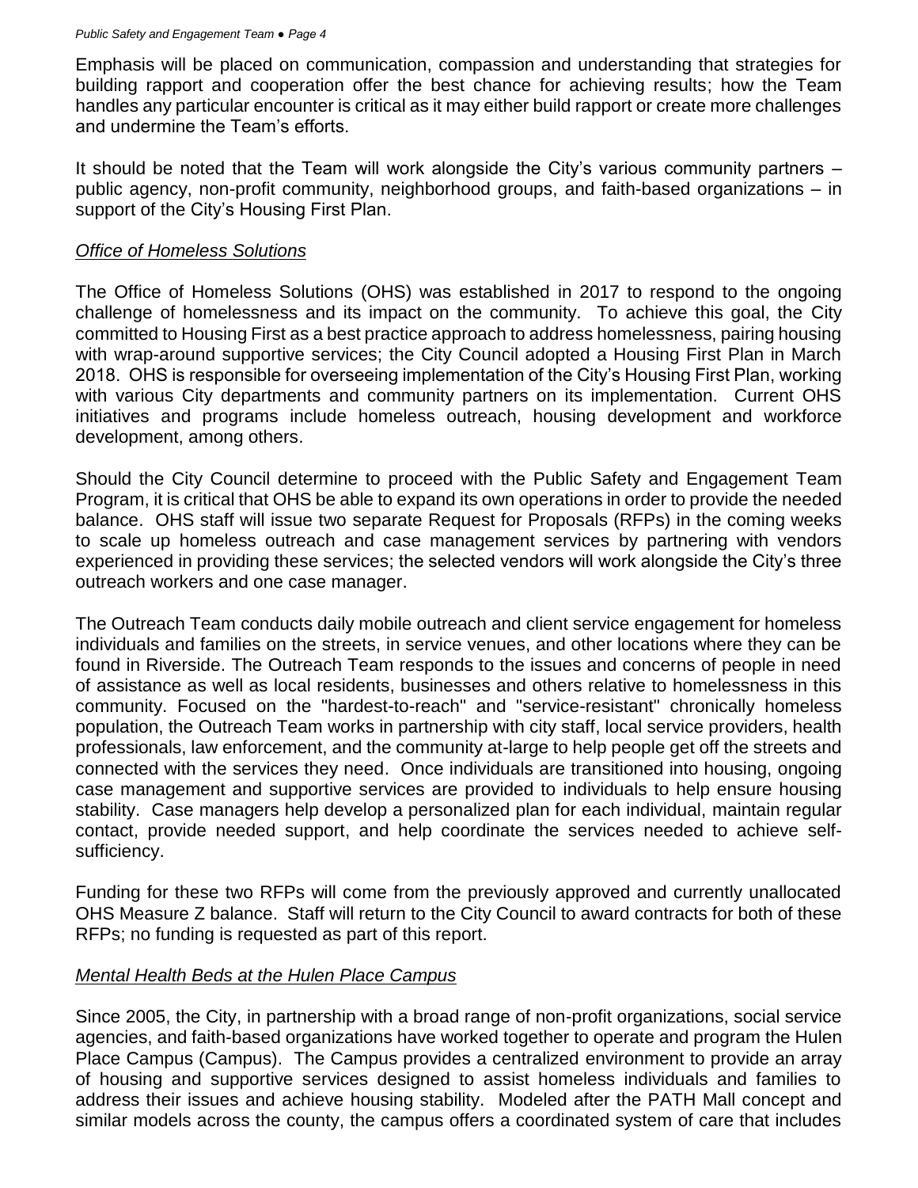Emphasis will be placed on communication, compassion and understanding that strategies for building rapport and cooperation offer the best chance for achieving results; how the Team handles any particular encounter is critical as it may either build rapport or create more challenges and undermine the Team's efforts.

It should be noted that the Team will work alongside the City's various community partners – public agency, non-profit community, neighborhood groups, and faith-based organizations – in support of the City's Housing First Plan.

*Office of Homeless Solutions*

The Office of Homeless Solutions (OHS) was established in 2017 to respond to the ongoing challenge of homelessness and its impact on the community. To achieve this goal, the City committed to Housing First as a best practice approach to address homelessness, pairing housing with wrap-around supportive services; the City Council adopted a Housing First Plan in March 2018. OHS is responsible for overseeing implementation of the City's Housing First Plan, working with various City departments and community partners on its implementation. Current OHS initiatives and programs include homeless outreach, housing development and workforce development, among others.

Should the City Council determine to proceed with the Public Safety and Engagement Team Program, it is critical that OHS be able to expand its own operations in order to provide the needed balance. OHS staff will issue two separate Request for Proposals (RFPs) in the coming weeks to scale up homeless outreach and case management services by partnering with vendors experienced in providing these services; the selected vendors will work alongside the City's three outreach workers and one case manager.

The Outreach Team conducts daily mobile outreach and client service engagement for homeless individuals and families on the streets, in service venues, and other locations where they can be found in Riverside. The Outreach Team responds to the issues and concerns of people in need of assistance as well as local residents, businesses and others relative to homelessness in this community. Focused on the "hardest-to-reach" and "service-resistant" chronically homeless population, the Outreach Team works in partnership with city staff, local service providers, health professionals, law enforcement, and the community at-large to help people get off the streets and connected with the services they need. Once individuals are transitioned into housing, ongoing case management and supportive services are provided to individuals to help ensure housing stability. Case managers help develop a personalized plan for each individual, maintain regular contact, provide needed support, and help coordinate the services needed to achieve self-sufficiency.

Funding for these two RFPs will come from the previously approved and currently unallocated OHS Measure Z balance. Staff will return to the City Council to award contracts for both of these RFPs; no funding is requested as part of this report.

*Mental Health Beds at the Hulen Place Campus*

Since 2005, the City, in partnership with a broad range of non-profit organizations, social service agencies, and faith-based organizations have worked together to operate and program the Hulen Place Campus (Campus). The Campus provides a centralized environment to provide an array of housing and supportive services designed to assist homeless individuals and families to address their issues and achieve housing stability. Modeled after the PATH Mall concept and similar models across the county, the campus offers a coordinated system of care that includes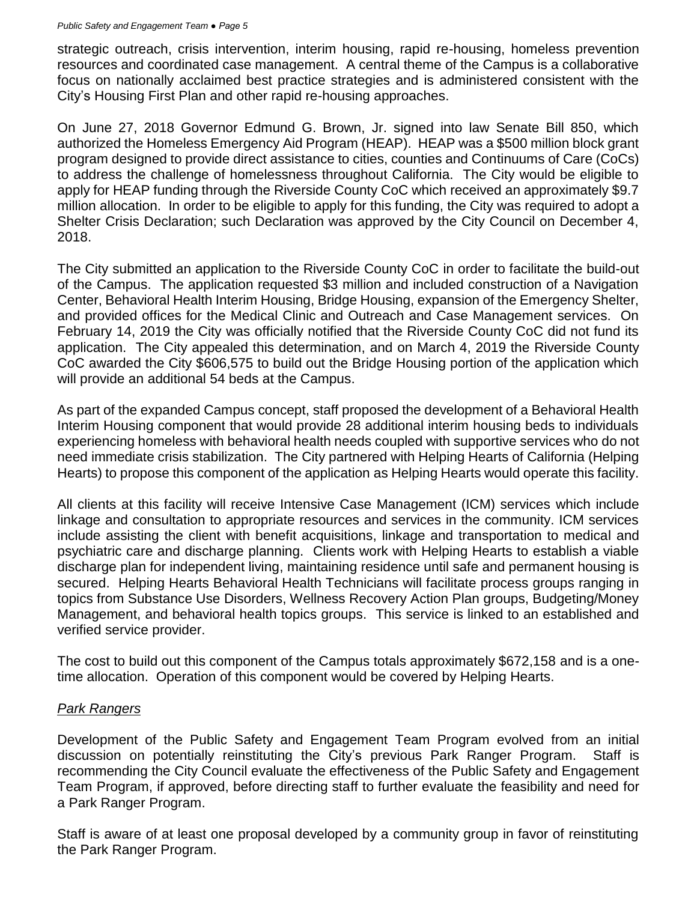strategic outreach, crisis intervention, interim housing, rapid re-housing, homeless prevention resources and coordinated case management. A central theme of the Campus is a collaborative focus on nationally acclaimed best practice strategies and is administered consistent with the City's Housing First Plan and other rapid re-housing approaches.

On June 27, 2018 Governor Edmund G. Brown, Jr. signed into law Senate Bill 850, which authorized the Homeless Emergency Aid Program (HEAP). HEAP was a $500 million block grant program designed to provide direct assistance to cities, counties and Continuums of Care (CoCs) to address the challenge of homelessness throughout California. The City would be eligible to apply for HEAP funding through the Riverside County CoC which received an approximately $9.7 million allocation. In order to be eligible to apply for this funding, the City was required to adopt a Shelter Crisis Declaration; such Declaration was approved by the City Council on December 4, 2018.

The City submitted an application to the Riverside County CoC in order to facilitate the build-out of the Campus. The application requested $3 million and included construction of a Navigation Center, Behavioral Health Interim Housing, Bridge Housing, expansion of the Emergency Shelter, and provided offices for the Medical Clinic and Outreach and Case Management services. On February 14, 2019 the City was officially notified that the Riverside County CoC did not fund its application. The City appealed this determination, and on March 4, 2019 the Riverside County CoC awarded the City $606,575 to build out the Bridge Housing portion of the application which will provide an additional 54 beds at the Campus.

As part of the expanded Campus concept, staff proposed the development of a Behavioral Health Interim Housing component that would provide 28 additional interim housing beds to individuals experiencing homeless with behavioral health needs coupled with supportive services who do not need immediate crisis stabilization. The City partnered with Helping Hearts of California (Helping Hearts) to propose this component of the application as Helping Hearts would operate this facility.

All clients at this facility will receive Intensive Case Management (ICM) services which include linkage and consultation to appropriate resources and services in the community. ICM services include assisting the client with benefit acquisitions, linkage and transportation to medical and psychiatric care and discharge planning. Clients work with Helping Hearts to establish a viable discharge plan for independent living, maintaining residence until safe and permanent housing is secured. Helping Hearts Behavioral Health Technicians will facilitate process groups ranging in topics from Substance Use Disorders, Wellness Recovery Action Plan groups, Budgeting/Money Management, and behavioral health topics groups. This service is linked to an established and verified service provider.

The cost to build out this component of the Campus totals approximately $672,158 and is a one-time allocation. Operation of this component would be covered by Helping Hearts.

*Park Rangers*

Development of the Public Safety and Engagement Team Program evolved from an initial discussion on potentially reinstituting the City's previous Park Ranger Program. Staff is recommending the City Council evaluate the effectiveness of the Public Safety and Engagement Team Program, if approved, before directing staff to further evaluate the feasibility and need for a Park Ranger Program.

Staff is aware of at least one proposal developed by a community group in favor of reinstituting the Park Ranger Program.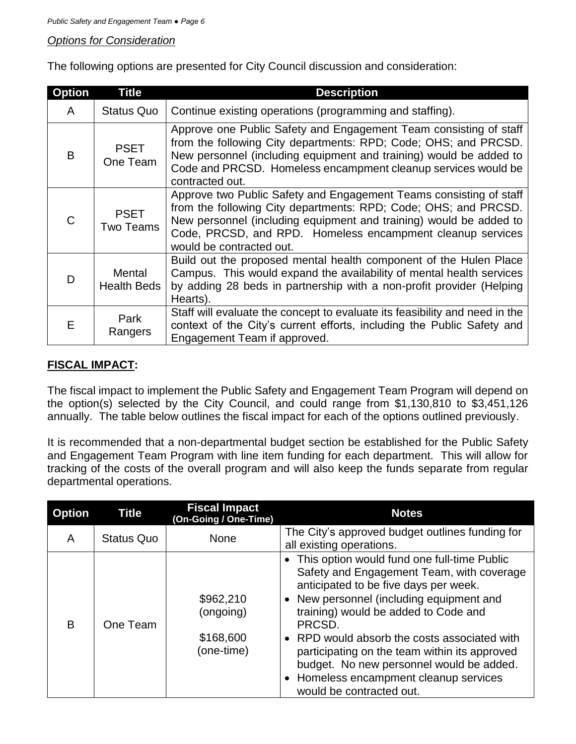*Options for Consideration*

The following options are presented for City Council discussion and consideration:

| Option | Title | Description |
|---|---|---|
| A | Status Quo | Continue existing operations (programming and staffing). |
| B | PSET One Team | Approve one Public Safety and Engagement Team consisting of staff from the following City departments: RPD; Code; OHS; and PRCSD. New personnel (including equipment and training) would be added to Code and PRCSD. Homeless encampment cleanup services would be contracted out. |
| C | PSET Two Teams | Approve two Public Safety and Engagement Teams consisting of staff from the following City departments: RPD; Code; OHS; and PRCSD. New personnel (including equipment and training) would be added to Code, PRCSD, and RPD. Homeless encampment cleanup services would be contracted out. |
| D | Mental Health Beds | Build out the proposed mental health component of the Hulen Place Campus. This would expand the availability of mental health services by adding 28 beds in partnership with a non-profit provider (Helping Hearts). |
| E | Park Rangers | Staff will evaluate the concept to evaluate its feasibility and need in the context of the City's current efforts, including the Public Safety and Engagement Team if approved. |

## **FISCAL IMPACT:**

The fiscal impact to implement the Public Safety and Engagement Team Program will depend on the option(s) selected by the City Council, and could range from $1,130,810 to $3,451,126 annually. The table below outlines the fiscal impact for each of the options outlined previously.

It is recommended that a non-departmental budget section be established for the Public Safety and Engagement Team Program with line item funding for each department. This will allow for tracking of the costs of the overall program and will also keep the funds separate from regular departmental operations.

| Option | Title | Fiscal Impact (On-Going / One-Time) | Notes |
|---|---|---|---|
| A | Status Quo | None | The City's approved budget outlines funding for all existing operations. |
| B | One Team | $962,210 (ongoing)<br><br>$168,600 (one-time) | • This option would fund one full-time Public Safety and Engagement Team, with coverage anticipated to be five days per week.<br>• New personnel (including equipment and training) would be added to Code and PRCSD.<br>• RPD would absorb the costs associated with participating on the team within its approved budget. No new personnel would be added.<br>• Homeless encampment cleanup services would be contracted out. |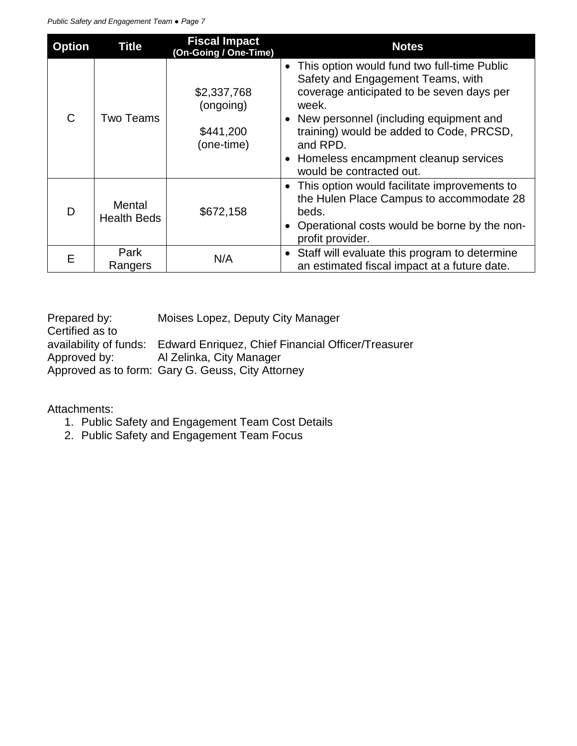| Option | Title | Fiscal Impact (On-Going / One-Time) | Notes |
|---|---|---|---|
| C | Two Teams | $2,337,768 (ongoing)<br><br>$441,200 (one-time) | • This option would fund two full-time Public Safety and Engagement Teams, with coverage anticipated to be seven days per week.<br>• New personnel (including equipment and training) would be added to Code, PRCSD, and RPD.<br>• Homeless encampment cleanup services would be contracted out. |
| D | Mental Health Beds | $672,158 | • This option would facilitate improvements to the Hulen Place Campus to accommodate 28 beds.<br>• Operational costs would be borne by the non-profit provider. |
| E | Park Rangers | N/A | • Staff will evaluate this program to determine an estimated fiscal impact at a future date. |

Prepared by: Moises Lopez, Deputy City Manager
Certified as to availability of funds: Edward Enriquez, Chief Financial Officer/Treasurer
Approved by: Al Zelinka, City Manager
Approved as to form: Gary G. Geuss, City Attorney

Attachments:

1. Public Safety and Engagement Team Cost Details
2. Public Safety and Engagement Team Focus